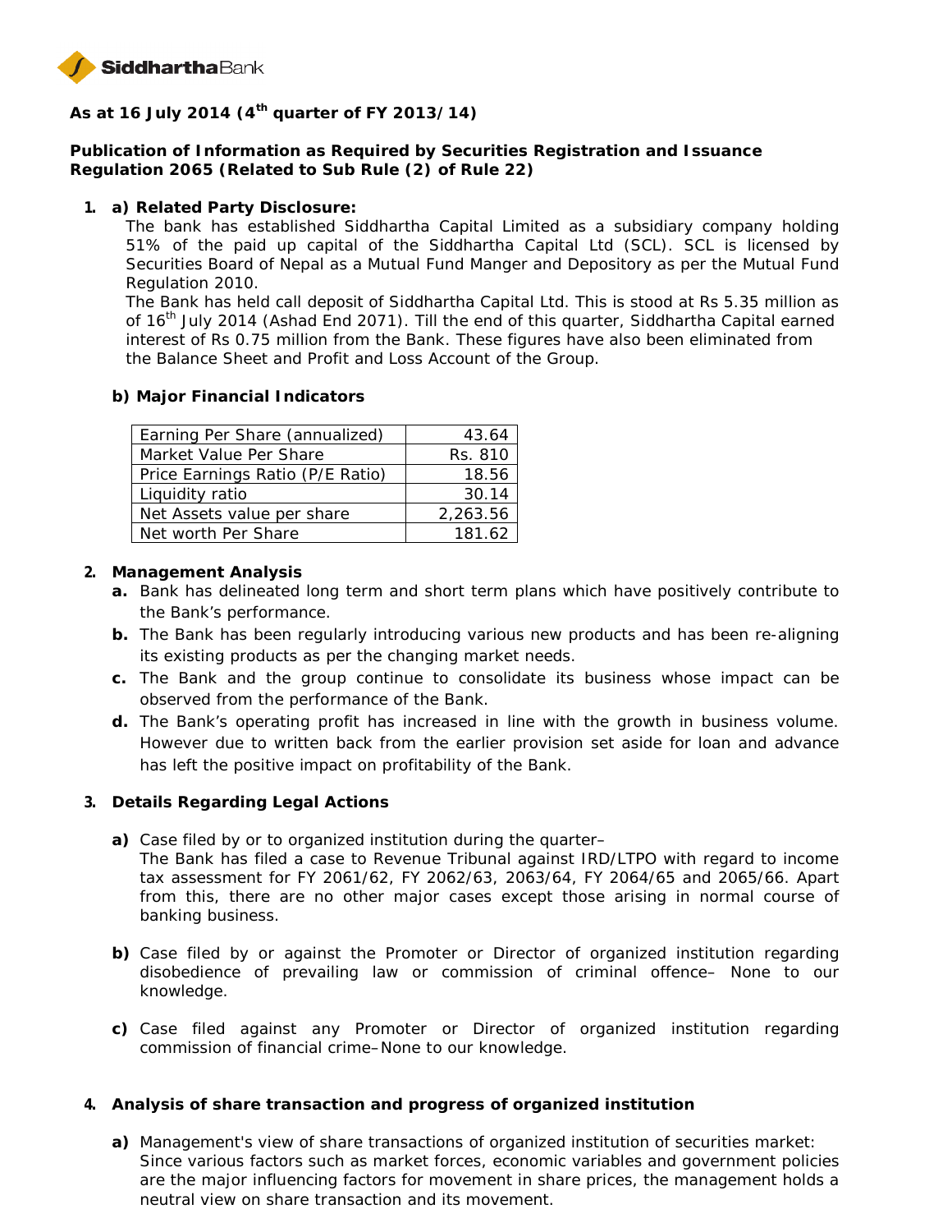SiddharthaBank

**As at 16 July 2014 (4th quarter of FY 2013/14)**

**Publication of Information as Required by Securities Registration and Issuance Regulation 2065 (Related to Sub Rule (2) of Rule 22)**

1. **a) Related Party Disclosure:**

   The bank has established Siddhartha Capital Limited as a subsidiary company holding 51% of the paid up capital of the Siddhartha Capital Ltd (SCL). SCL is licensed by Securities Board of Nepal as a Mutual Fund Manger and Depository as per the Mutual Fund Regulation 2010.

   The Bank has held call deposit of Siddhartha Capital Ltd. This is stood at Rs 5.35 million as of 16th July 2014 (Ashad End 2071). Till the end of this quarter, Siddhartha Capital earned interest of Rs 0.75 million from the Bank. These figures have also been eliminated from the Balance Sheet and Profit and Loss Account of the Group.

   **b) Major Financial Indicators**

| Earning Per Share (annualized) | 43.64 |
|---|---|
| Market Value Per Share | Rs. 810 |
| Price Earnings Ratio (P/E Ratio) | 18.56 |
| Liquidity ratio | 30.14 |
| Net Assets value per share | 2,263.56 |
| Net worth Per Share | 181.62 |

2. **Management Analysis**

   **a.** Bank has delineated long term and short term plans which have positively contribute to the Bank's performance.

   **b.** The Bank has been regularly introducing various new products and has been re-aligning its existing products as per the changing market needs.

   **c.** The Bank and the group continue to consolidate its business whose impact can be observed from the performance of the Bank.

   **d.** The Bank's operating profit has increased in line with the growth in business volume. However due to written back from the earlier provision set aside for loan and advance has left the positive impact on profitability of the Bank.

3. **Details Regarding Legal Actions**

   **a)** Case filed by or to organized institution during the quarter–
   The Bank has filed a case to Revenue Tribunal against IRD/LTPO with regard to income tax assessment for FY 2061/62, FY 2062/63, 2063/64, FY 2064/65 and 2065/66. Apart from this, there are no other major cases except those arising in normal course of banking business.

   **b)** Case filed by or against the Promoter or Director of organized institution regarding disobedience of prevailing law or commission of criminal offence– None to our knowledge.

   **c)** Case filed against any Promoter or Director of organized institution regarding commission of financial crime–None to our knowledge.

4. **Analysis of share transaction and progress of organized institution**

   **a)** Management's view of share transactions of organized institution of securities market:
   Since various factors such as market forces, economic variables and government policies are the major influencing factors for movement in share prices, the management holds a neutral view on share transaction and its movement.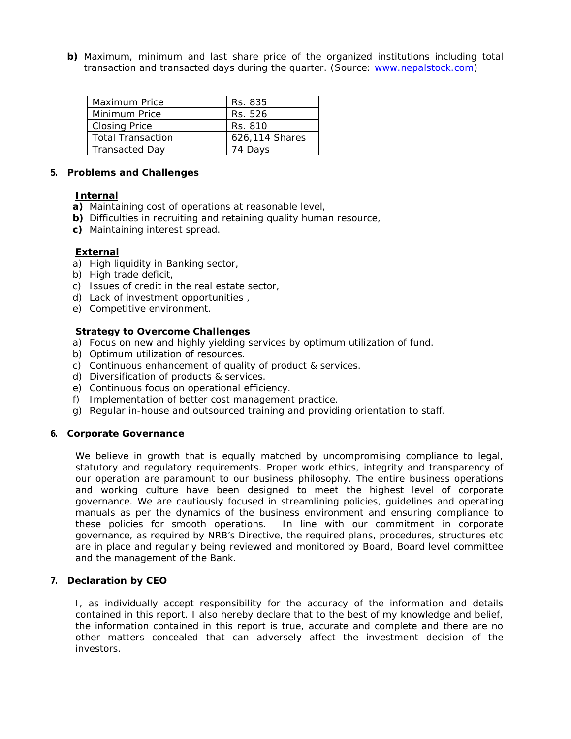**b)** Maximum, minimum and last share price of the organized institutions including total transaction and transacted days during the quarter. (Source: www.nepalstock.com)

| | |
|---|---|
| Maximum Price | Rs. 835 |
| Minimum Price | Rs. 526 |
| Closing Price | Rs. 810 |
| Total Transaction | 626,114 Shares |
| Transacted Day | 74 Days |

## 5. Problems and Challenges

**Internal**

**a)** Maintaining cost of operations at reasonable level,
**b)** Difficulties in recruiting and retaining quality human resource,
**c)** Maintaining interest spread.

**External**

a) High liquidity in Banking sector,
b) High trade deficit,
c) Issues of credit in the real estate sector,
d) Lack of investment opportunities ,
e) Competitive environment.

**Strategy to Overcome Challenges**

a) Focus on new and highly yielding services by optimum utilization of fund.
b) Optimum utilization of resources.
c) Continuous enhancement of quality of product & services.
d) Diversification of products & services.
e) Continuous focus on operational efficiency.
f) Implementation of better cost management practice.
g) Regular in-house and outsourced training and providing orientation to staff.

## 6. Corporate Governance

We believe in growth that is equally matched by uncompromising compliance to legal, statutory and regulatory requirements. Proper work ethics, integrity and transparency of our operation are paramount to our business philosophy. The entire business operations and working culture have been designed to meet the highest level of corporate governance. We are cautiously focused in streamlining policies, guidelines and operating manuals as per the dynamics of the business environment and ensuring compliance to these policies for smooth operations. In line with our commitment in corporate governance, as required by NRB's Directive, the required plans, procedures, structures etc are in place and regularly being reviewed and monitored by Board, Board level committee and the management of the Bank.

## 7. Declaration by CEO

I, as individually accept responsibility for the accuracy of the information and details contained in this report. I also hereby declare that to the best of my knowledge and belief, the information contained in this report is true, accurate and complete and there are no other matters concealed that can adversely affect the investment decision of the investors.